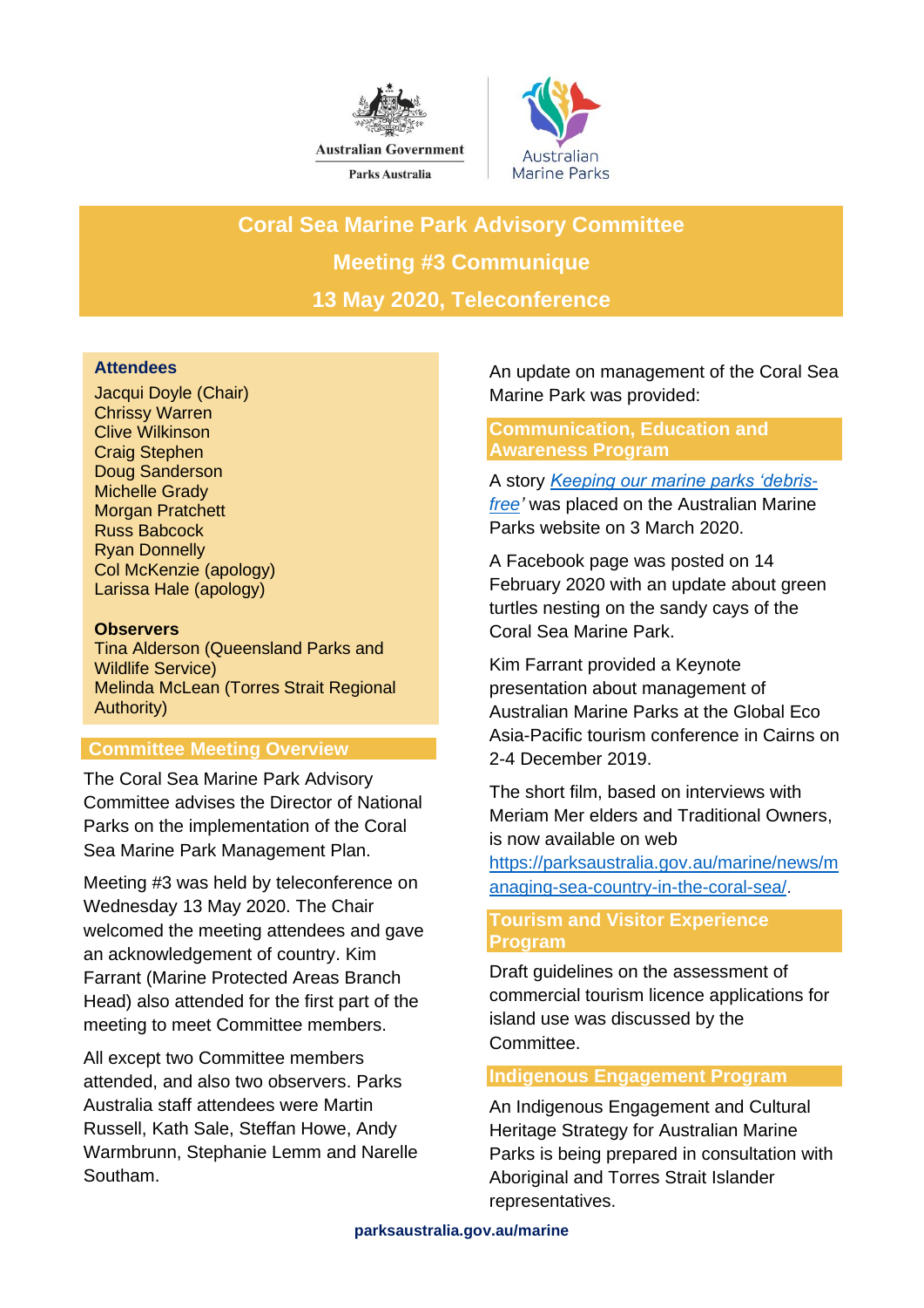Australian Government

Parks Australia

Australian Marine Parks

# Coral Sea Marine Park Advisory Committee

# Meeting #3 Communique

# 13 May 2020, Teleconference

**Attendees**

Jacqui Doyle (Chair)
Chrissy Warren
Clive Wilkinson
Craig Stephen
Doug Sanderson
Michelle Grady
Morgan Pratchett
Russ Babcock
Ryan Donnelly
Col McKenzie (apology)
Larissa Hale (apology)

**Observers**

Tina Alderson (Queensland Parks and Wildlife Service)
Melinda McLean (Torres Strait Regional Authority)

## Committee Meeting Overview

The Coral Sea Marine Park Advisory Committee advises the Director of National Parks on the implementation of the Coral Sea Marine Park Management Plan.

Meeting #3 was held by teleconference on Wednesday 13 May 2020. The Chair welcomed the meeting attendees and gave an acknowledgement of country. Kim Farrant (Marine Protected Areas Branch Head) also attended for the first part of the meeting to meet Committee members.

All except two Committee members attended, and also two observers. Parks Australia staff attendees were Martin Russell, Kath Sale, Steffan Howe, Andy Warmbrunn, Stephanie Lemm and Narelle Southam.

An update on management of the Coral Sea Marine Park was provided:

## Communication, Education and Awareness Program

A story *Keeping our marine parks 'debris-free'* was placed on the Australian Marine Parks website on 3 March 2020.

A Facebook page was posted on 14 February 2020 with an update about green turtles nesting on the sandy cays of the Coral Sea Marine Park.

Kim Farrant provided a Keynote presentation about management of Australian Marine Parks at the Global Eco Asia-Pacific tourism conference in Cairns on 2-4 December 2019.

The short film, based on interviews with Meriam Mer elders and Traditional Owners, is now available on web https://parksaustralia.gov.au/marine/news/managing-sea-country-in-the-coral-sea/.

## Tourism and Visitor Experience Program

Draft guidelines on the assessment of commercial tourism licence applications for island use was discussed by the Committee.

## Indigenous Engagement Program

An Indigenous Engagement and Cultural Heritage Strategy for Australian Marine Parks is being prepared in consultation with Aboriginal and Torres Strait Islander representatives.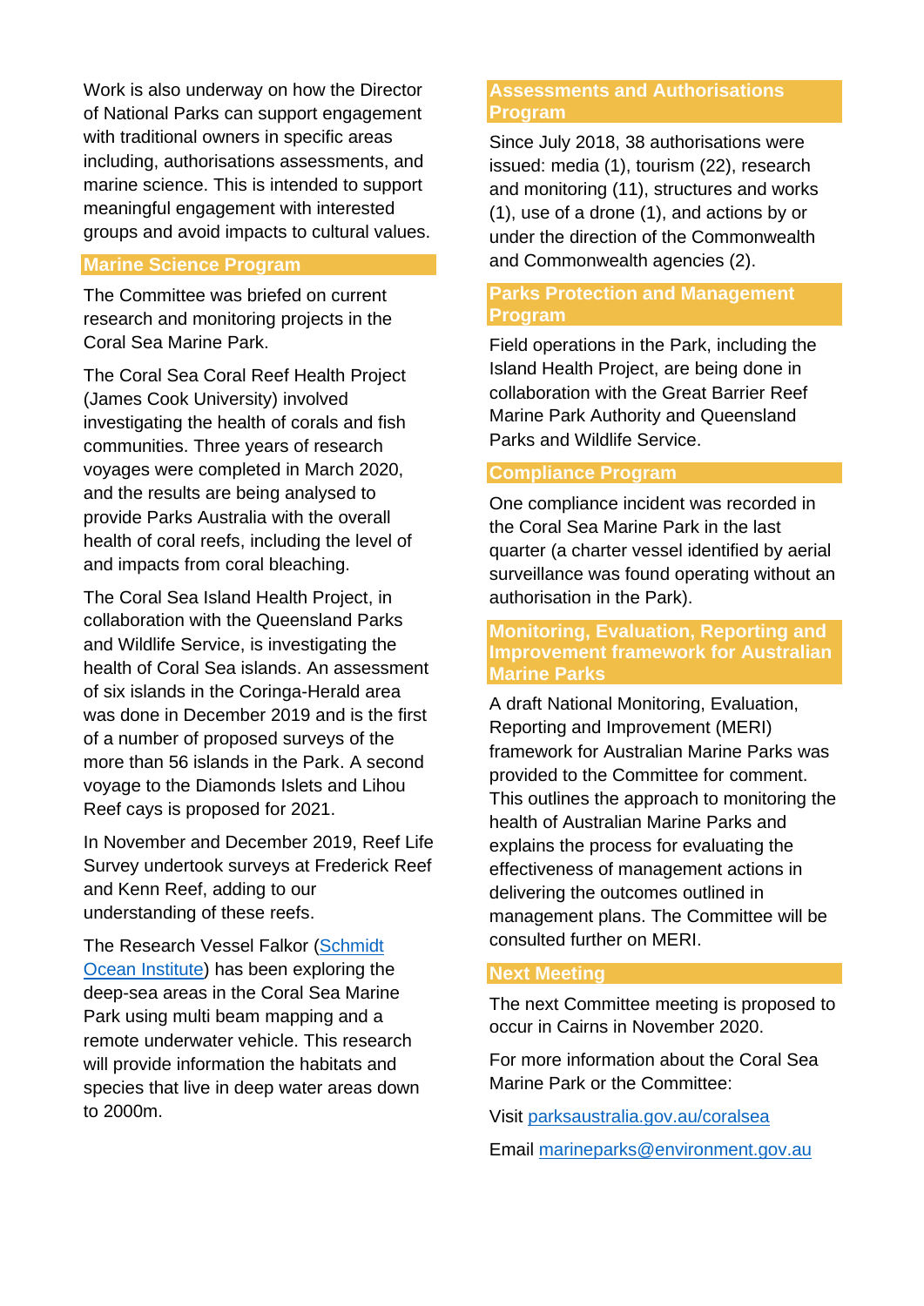Work is also underway on how the Director of National Parks can support engagement with traditional owners in specific areas including, authorisations assessments, and marine science. This is intended to support meaningful engagement with interested groups and avoid impacts to cultural values.

## Marine Science Program

The Committee was briefed on current research and monitoring projects in the Coral Sea Marine Park.

The Coral Sea Coral Reef Health Project (James Cook University) involved investigating the health of corals and fish communities. Three years of research voyages were completed in March 2020, and the results are being analysed to provide Parks Australia with the overall health of coral reefs, including the level of and impacts from coral bleaching.

The Coral Sea Island Health Project, in collaboration with the Queensland Parks and Wildlife Service, is investigating the health of Coral Sea islands. An assessment of six islands in the Coringa-Herald area was done in December 2019 and is the first of a number of proposed surveys of the more than 56 islands in the Park. A second voyage to the Diamonds Islets and Lihou Reef cays is proposed for 2021.

In November and December 2019, Reef Life Survey undertook surveys at Frederick Reef and Kenn Reef, adding to our understanding of these reefs.

The Research Vessel Falkor ([Schmidt Ocean Institute]()) has been exploring the deep-sea areas in the Coral Sea Marine Park using multi beam mapping and a remote underwater vehicle. This research will provide information the habitats and species that live in deep water areas down to 2000m.

## Assessments and Authorisations Program

Since July 2018, 38 authorisations were issued: media (1), tourism (22), research and monitoring (11), structures and works (1), use of a drone (1), and actions by or under the direction of the Commonwealth and Commonwealth agencies (2).

## Parks Protection and Management Program

Field operations in the Park, including the Island Health Project, are being done in collaboration with the Great Barrier Reef Marine Park Authority and Queensland Parks and Wildlife Service.

## Compliance Program

One compliance incident was recorded in the Coral Sea Marine Park in the last quarter (a charter vessel identified by aerial surveillance was found operating without an authorisation in the Park).

## Monitoring, Evaluation, Reporting and Improvement framework for Australian Marine Parks

A draft National Monitoring, Evaluation, Reporting and Improvement (MERI) framework for Australian Marine Parks was provided to the Committee for comment. This outlines the approach to monitoring the health of Australian Marine Parks and explains the process for evaluating the effectiveness of management actions in delivering the outcomes outlined in management plans. The Committee will be consulted further on MERI.

## Next Meeting

The next Committee meeting is proposed to occur in Cairns in November 2020.

For more information about the Coral Sea Marine Park or the Committee:

Visit [parksaustralia.gov.au/coralsea]()

Email [marineparks@environment.gov.au]()